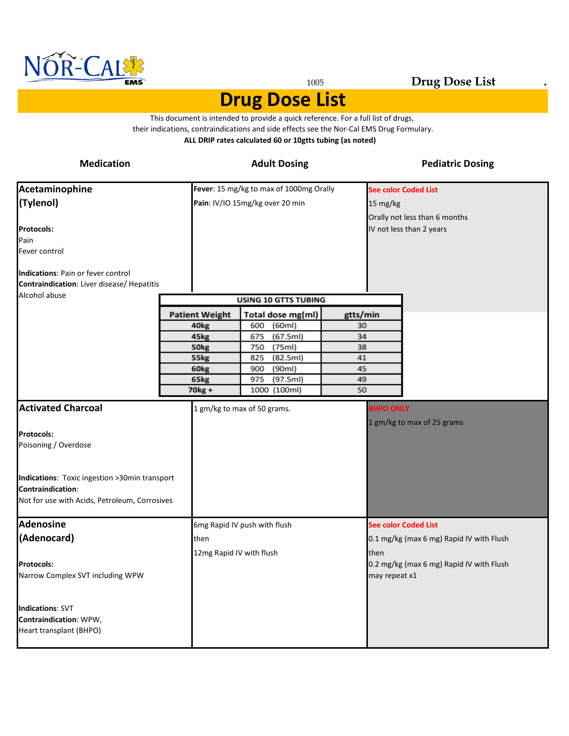# Drug Dose List

This document is intended to provide a quick reference. For a full list of drugs, their indications, contraindications and side effects see the Nor-Cal EMS Drug Formulary.

**ALL DRIP rates calculated 60 or 10gtts tubing (as noted)**

| Medication | Adult Dosing | Pediatric Dosing |
|---|---|---|
| **Acetaminophine (Tylenol)**<br><br>**Protocols:**<br>Pain<br>Fever control<br><br>**Indications**: Pain or fever control<br>**Contraindication**: Liver disease/ Hepatitis<br>Alcohol abuse | **Fever**: 15 mg/kg to max of 1000mg Orally<br>**Pain**: IV/IO 15mg/kg over 20 min | See color Coded List<br>15 mg/kg<br>Orally not less than 6 months<br>IV not less than 2 years |
| **Activated Charcoal**<br><br>**Protocols:**<br>Poisoning / Overdose<br><br>**Indications**: Toxic ingestion >30min transport<br>**Contraindication**:<br>Not for use with Acids, Petroleum, Corrosives | 1 gm/kg to max of 50 grams. | BHPO ONLY<br>1 gm/kg to max of 25 grams |
| **Adenosine (Adenocard)**<br><br>**Protocols:**<br>Narrow Complex SVT including WPW<br><br>**Indications**: SVT<br>**Contraindication**: WPW,<br>Heart transplant (BHPO) | 6mg Rapid IV push with flush<br>then<br>12mg Rapid IV with flush | See color Coded List<br>0.1 mg/kg (max 6 mg) Rapid IV with Flush<br>then<br>0.2 mg/kg (max 6 mg) Rapid IV with Flush<br>may repeat x1 |

**USING 10 GTTS TUBING**

| Patient Weight | Total dose mg(ml) | gtts/min |
|---|---|---|
| 40kg | 600 (60ml) | 30 |
| 45kg | 675 (67.5ml) | 34 |
| 50kg | 750 (75ml) | 38 |
| 55kg | 825 (82.5ml) | 41 |
| 60kg | 900 (90ml) | 45 |
| 65kg | 975 (97.5ml) | 49 |
| 70kg + | 1000 (100ml) | 50 |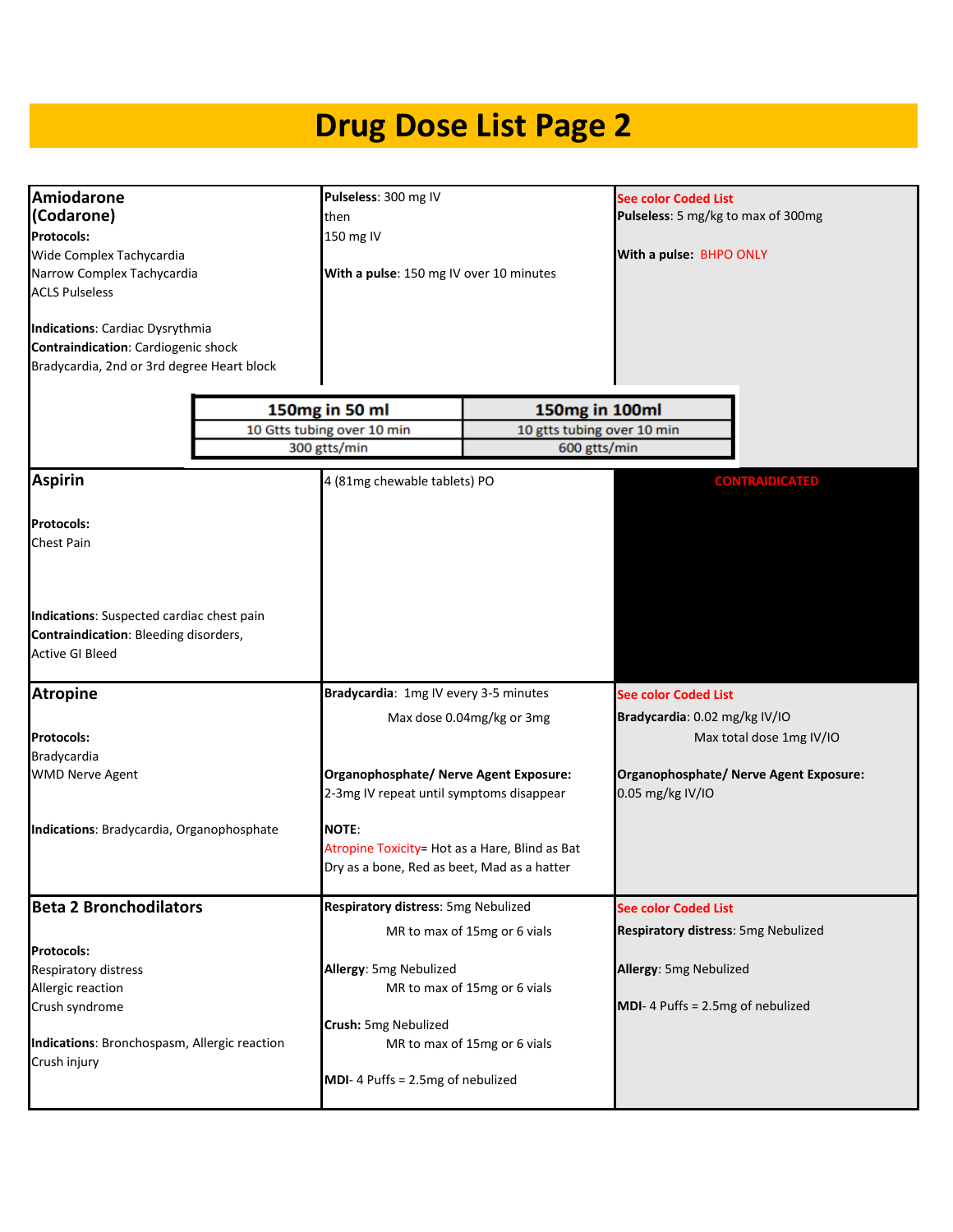# Drug Dose List Page 2

| Drug | Adult Dose | Pediatric Dose |
|---|---|---|
| **Amiodarone (Codarone)**<br>**Protocols:**<br>Wide Complex Tachycardia<br>Narrow Complex Tachycardia<br>ACLS Pulseless<br><br>**Indications**: Cardiac Dysrythmia<br>**Contraindication**: Cardiogenic shock<br>Bradycardia, 2nd or 3rd degree Heart block | **Pulseless**: 300 mg IV<br>then<br>150 mg IV<br><br>**With a pulse**: 150 mg IV over 10 minutes | See color Coded List<br>**Pulseless**: 5 mg/kg to max of 300mg<br><br>**With a pulse:** BHPO ONLY |
| **Aspirin**<br><br>**Protocols:**<br>Chest Pain<br><br>**Indications**: Suspected cardiac chest pain<br>**Contraindication**: Bleeding disorders,<br>Active GI Bleed | 4 (81mg chewable tablets) PO | CONTRAIDICATED |
| **Atropine**<br><br>**Protocols:**<br>Bradycardia<br>WMD Nerve Agent<br><br>**Indications**: Bradycardia, Organophosphate | **Bradycardia**: 1mg IV every 3-5 minutes<br>Max dose 0.04mg/kg or 3mg<br><br>**Organophosphate/ Nerve Agent Exposure:**<br>2-3mg IV repeat until symptoms disappear<br><br>**NOTE**:<br>Atropine Toxicity= Hot as a Hare, Blind as Bat<br>Dry as a bone, Red as beet, Mad as a hatter | See color Coded List<br>**Bradycardia**: 0.02 mg/kg IV/IO<br>Max total dose 1mg IV/IO<br><br>**Organophosphate/ Nerve Agent Exposure:**<br>0.05 mg/kg IV/IO |
| **Beta 2 Bronchodilators**<br><br>**Protocols:**<br>Respiratory distress<br>Allergic reaction<br>Crush syndrome<br><br>**Indications**: Bronchospasm, Allergic reaction<br>Crush injury | **Respiratory distress**: 5mg Nebulized<br>MR to max of 15mg or 6 vials<br><br>**Allergy**: 5mg Nebulized<br>MR to max of 15mg or 6 vials<br><br>**Crush:** 5mg Nebulized<br>MR to max of 15mg or 6 vials<br><br>**MDI**- 4 Puffs = 2.5mg of nebulized | See color Coded List<br>**Respiratory distress**: 5mg Nebulized<br><br>**Allergy**: 5mg Nebulized<br><br>**MDI**- 4 Puffs = 2.5mg of nebulized |

| 150mg in 50 ml | 150mg in 100ml |
|---|---|
| 10 Gtts tubing over 10 min | 10 gtts tubing over 10 min |
| 300 gtts/min | 600 gtts/min |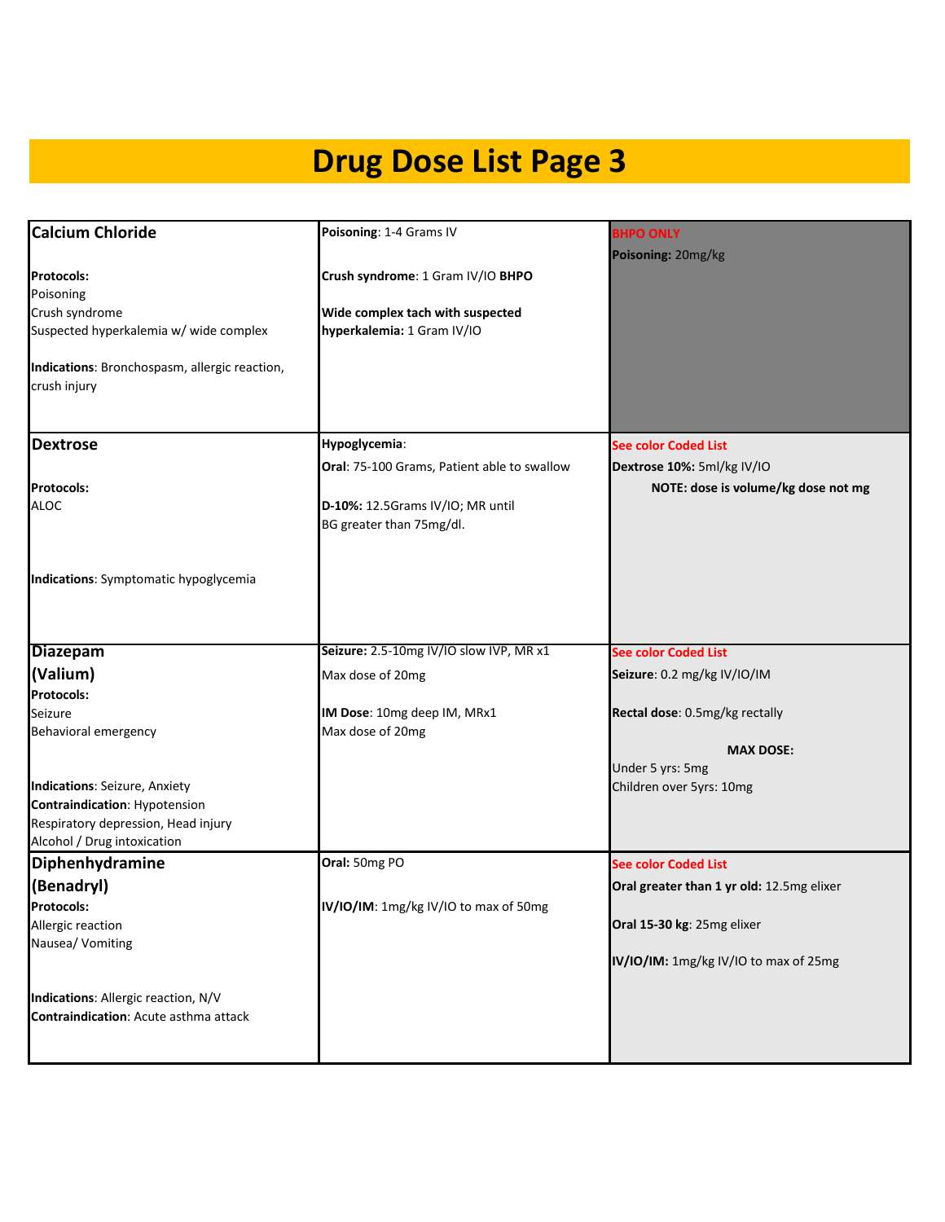# Drug Dose List Page 3

| | | |
|---|---|---|
| **Calcium Chloride**<br><br>**Protocols:**<br>Poisoning<br>Crush syndrome<br>Suspected hyperkalemia w/ wide complex<br><br>**Indications**: Bronchospasm, allergic reaction, crush injury | **Poisoning**: 1-4 Grams IV<br><br>**Crush syndrome**: 1 Gram IV/IO **BHPO**<br><br>**Wide complex tach with suspected hyperkalemia:** 1 Gram IV/IO | **BHPO ONLY**<br>**Poisoning:** 20mg/kg |
| **Dextrose**<br><br>**Protocols:**<br>ALOC<br><br>**Indications**: Symptomatic hypoglycemia | **Hypoglycemia**:<br>**Oral**: 75-100 Grams, Patient able to swallow<br><br>**D-10%:** 12.5Grams IV/IO; MR until BG greater than 75mg/dl. | **See color Coded List**<br>**Dextrose 10%:** 5ml/kg IV/IO<br>**NOTE: dose is volume/kg dose not mg** |
| **Diazepam (Valium)**<br>**Protocols:**<br>Seizure<br>Behavioral emergency<br><br>**Indications**: Seizure, Anxiety<br>**Contraindication**: Hypotension<br>Respiratory depression, Head injury<br>Alcohol / Drug intoxication | **Seizure:** 2.5-10mg IV/IO slow IVP, MR x1<br>Max dose of 20mg<br><br>**IM Dose**: 10mg deep IM, MRx1<br>Max dose of 20mg | **See color Coded List**<br>**Seizure**: 0.2 mg/kg IV/IO/IM<br><br>**Rectal dose**: 0.5mg/kg rectally<br><br>**MAX DOSE:**<br>Under 5 yrs: 5mg<br>Children over 5yrs: 10mg |
| **Diphenhydramine (Benadryl)**<br>**Protocols:**<br>Allergic reaction<br>Nausea/ Vomiting<br><br>**Indications**: Allergic reaction, N/V<br>**Contraindication**: Acute asthma attack | **Oral:** 50mg PO<br><br>**IV/IO/IM**: 1mg/kg IV/IO to max of 50mg | **See color Coded List**<br>**Oral greater than 1 yr old:** 12.5mg elixer<br><br>**Oral 15-30 kg**: 25mg elixer<br><br>**IV/IO/IM:** 1mg/kg IV/IO to max of 25mg |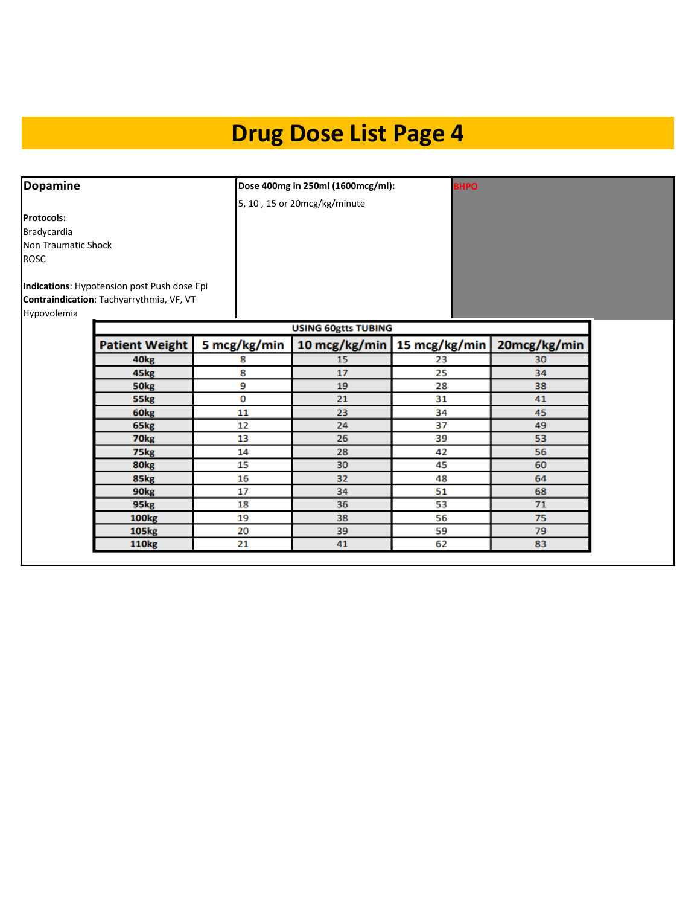# Drug Dose List Page 4

## Dopamine

**Protocols:**
Bradycardia
Non Traumatic Shock
ROSC

**Indications**: Hypotension post Push dose Epi
**Contraindication**: Tachyarrythmia, VF, VT
Hypovolemia

**Dose 400mg in 250ml (1600mcg/ml):**
5, 10 , 15 or 20mcg/kg/minute

BHPO

| USING 60gtts TUBING | | | | |
|---|---|---|---|---|
| **Patient Weight** | **5 mcg/kg/min** | **10 mcg/kg/min** | **15 mcg/kg/min** | **20mcg/kg/min** |
| **40kg** | 8 | 15 | 23 | 30 |
| **45kg** | 8 | 17 | 25 | 34 |
| **50kg** | 9 | 19 | 28 | 38 |
| **55kg** | 0 | 21 | 31 | 41 |
| **60kg** | 11 | 23 | 34 | 45 |
| **65kg** | 12 | 24 | 37 | 49 |
| **70kg** | 13 | 26 | 39 | 53 |
| **75kg** | 14 | 28 | 42 | 56 |
| **80kg** | 15 | 30 | 45 | 60 |
| **85kg** | 16 | 32 | 48 | 64 |
| **90kg** | 17 | 34 | 51 | 68 |
| **95kg** | 18 | 36 | 53 | 71 |
| **100kg** | 19 | 38 | 56 | 75 |
| **105kg** | 20 | 39 | 59 | 79 |
| **110kg** | 21 | 41 | 62 | 83 |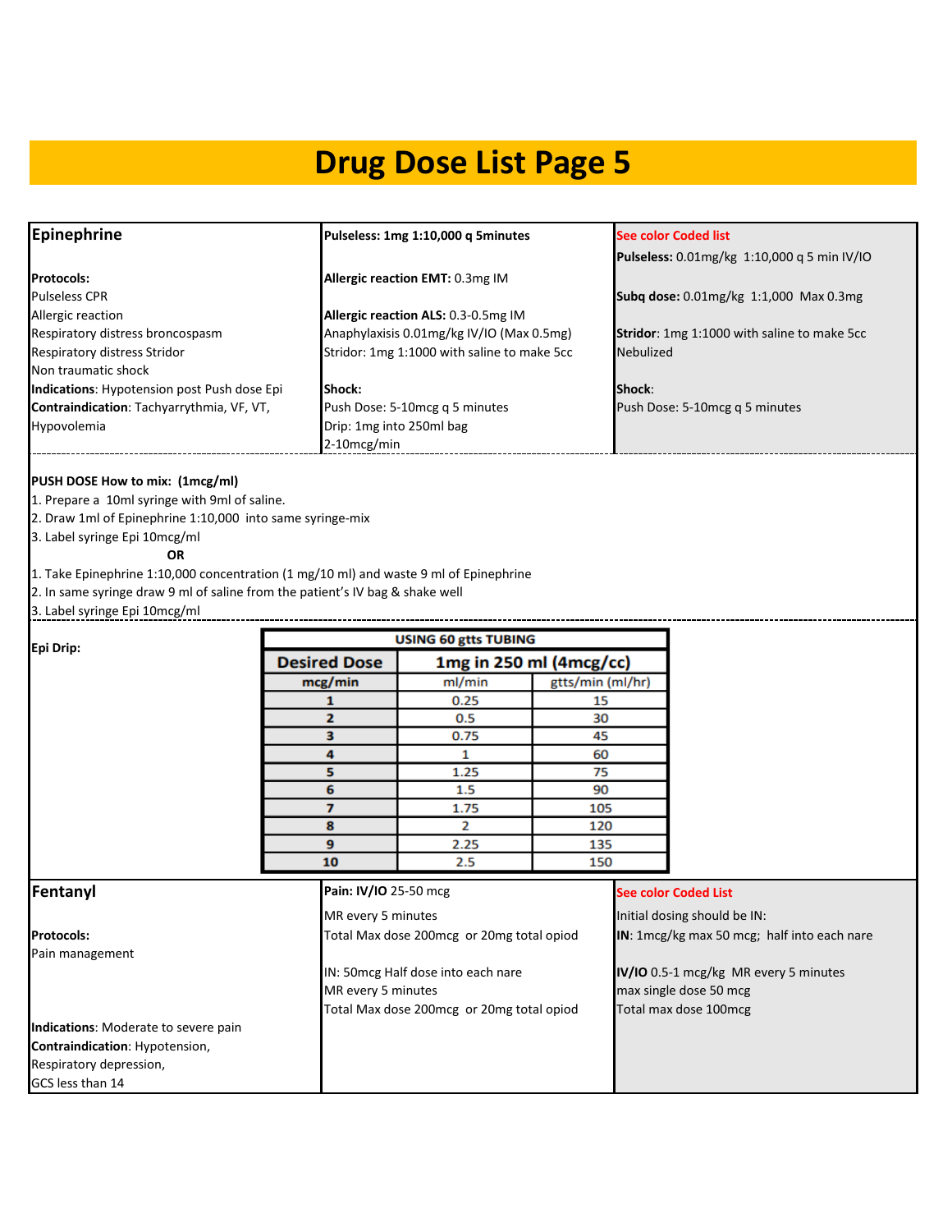# Drug Dose List Page 5

## Epinephrine

**Protocols:**
Pulseless CPR
Allergic reaction
Respiratory distress broncospasm
Respiratory distress Stridor
Non traumatic shock
**Indications**: Hypotension post Push dose Epi
**Contraindication**: Tachyarrythmia, VF, VT, Hypovolemia

**Pulseless: 1mg 1:10,000 q 5minutes**

**Allergic reaction EMT:** 0.3mg IM

**Allergic reaction ALS:** 0.3-0.5mg IM
Anaphylaxisis 0.01mg/kg IV/IO (Max 0.5mg)
Stridor: 1mg 1:1000 with saline to make 5cc

**Shock:**
Push Dose: 5-10mcg q 5 minutes
Drip: 1mg into 250ml bag
2-10mcg/min

**See color Coded list**
**Pulseless:** 0.01mg/kg 1:10,000 q 5 min IV/IO

**Subq dose:** 0.01mg/kg 1:1,000 Max 0.3mg

**Stridor**: 1mg 1:1000 with saline to make 5cc
Nebulized

**Shock**:
Push Dose: 5-10mcg q 5 minutes

**PUSH DOSE How to mix: (1mcg/ml)**
1. Prepare a 10ml syringe with 9ml of saline.
2. Draw 1ml of Epinephrine 1:10,000 into same syringe-mix
3. Label syringe Epi 10mcg/ml

**OR**

1. Take Epinephrine 1:10,000 concentration (1 mg/10 ml) and waste 9 ml of Epinephrine
2. In same syringe draw 9 ml of saline from the patient's IV bag & shake well
3. Label syringe Epi 10mcg/ml

**Epi Drip:**

| USING 60 gtts TUBING | | |
|---|---|---|
| **Desired Dose** | **1mg in 250 ml (4mcg/cc)** | |
| **mcg/min** | ml/min | gtts/min (ml/hr) |
| **1** | 0.25 | 15 |
| **2** | 0.5 | 30 |
| **3** | 0.75 | 45 |
| **4** | 1 | 60 |
| **5** | 1.25 | 75 |
| **6** | 1.5 | 90 |
| **7** | 1.75 | 105 |
| **8** | 2 | 120 |
| **9** | 2.25 | 135 |
| **10** | 2.5 | 150 |

## Fentanyl

**Protocols:**
Pain management

**Indications**: Moderate to severe pain
**Contraindication**: Hypotension, Respiratory depression, GCS less than 14

**Pain: IV/IO** 25-50 mcg
MR every 5 minutes
Total Max dose 200mcg or 20mg total opiod

IN: 50mcg Half dose into each nare
MR every 5 minutes
Total Max dose 200mcg or 20mg total opiod

**See color Coded List**
Initial dosing should be IN:
**IN**: 1mcg/kg max 50 mcg; half into each nare

**IV/IO** 0.5-1 mcg/kg MR every 5 minutes
max single dose 50 mcg
Total max dose 100mcg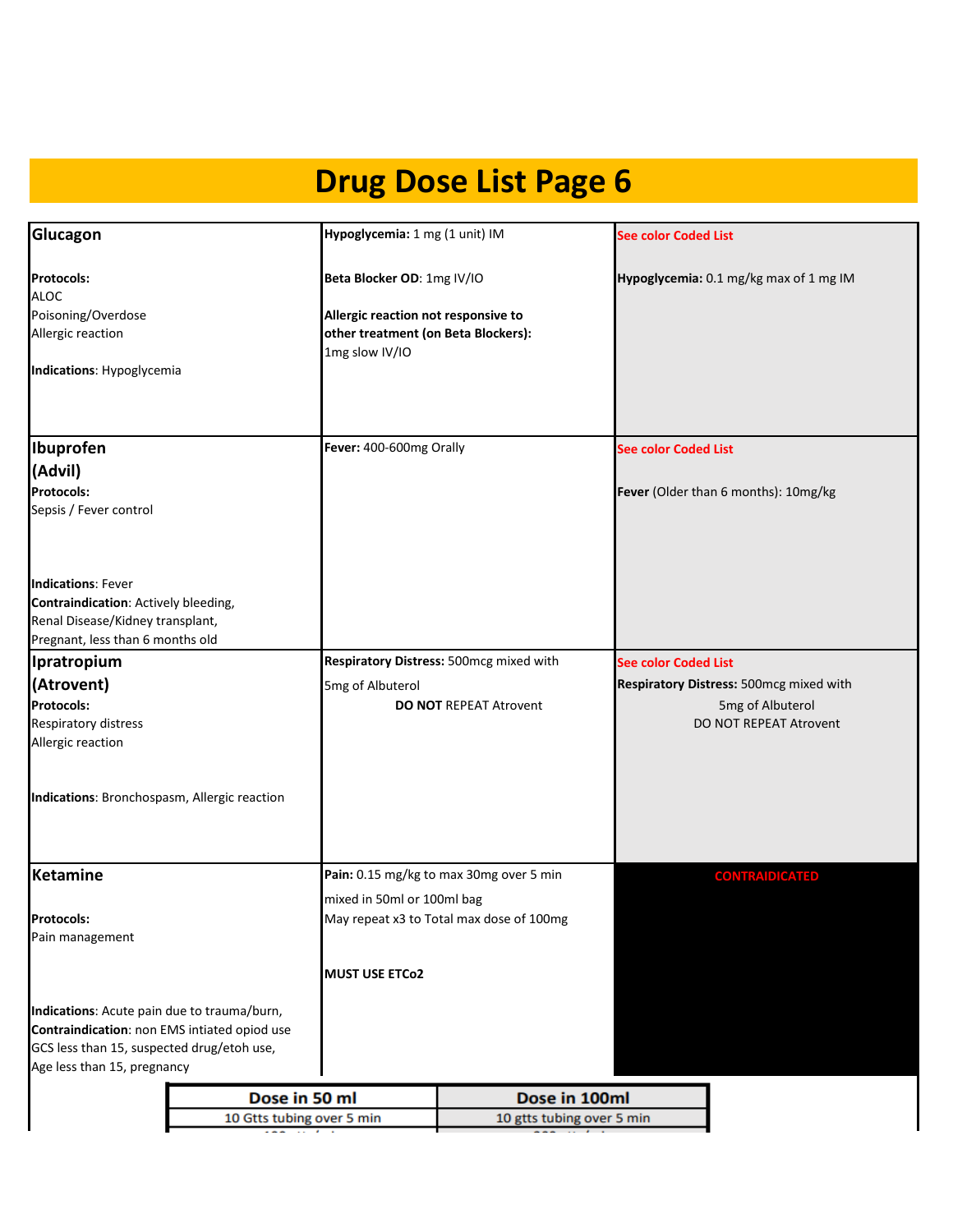# Drug Dose List Page 6

| | | |
|---|---|---|
| **Glucagon**<br><br>**Protocols:**<br>ALOC<br>Poisoning/Overdose<br>Allergic reaction<br><br>**Indications**: Hypoglycemia | **Hypoglycemia:** 1 mg (1 unit) IM<br><br>**Beta Blocker OD**: 1mg IV/IO<br><br>**Allergic reaction not responsive to other treatment (on Beta Blockers):** 1mg slow IV/IO | See color Coded List<br><br>**Hypoglycemia:** 0.1 mg/kg max of 1 mg IM |
| **Ibuprofen (Advil)**<br>**Protocols:**<br>Sepsis / Fever control<br><br>**Indications**: Fever<br>**Contraindication**: Actively bleeding, Renal Disease/Kidney transplant, Pregnant, less than 6 months old | **Fever:** 400-600mg Orally | See color Coded List<br><br>**Fever** (Older than 6 months): 10mg/kg |
| **Ipratropium (Atrovent)**<br>**Protocols:**<br>Respiratory distress<br>Allergic reaction<br><br>**Indications**: Bronchospasm, Allergic reaction | **Respiratory Distress:** 500mcg mixed with 5mg of Albuterol<br>**DO NOT** REPEAT Atrovent | See color Coded List<br>**Respiratory Distress:** 500mcg mixed with 5mg of Albuterol<br>DO NOT REPEAT Atrovent |
| **Ketamine**<br><br>**Protocols:**<br>Pain management<br><br>**Indications**: Acute pain due to trauma/burn,<br>**Contraindication**: non EMS intiated opiod use GCS less than 15, suspected drug/etoh use, Age less than 15, pregnancy | **Pain:** 0.15 mg/kg to max 30mg over 5 min mixed in 50ml or 100ml bag<br>May repeat x3 to Total max dose of 100mg<br><br>**MUST USE ETCo2** | CONTRAIDICATED |

| Dose in 50 ml | Dose in 100ml |
|---|---|
| 10 Gtts tubing over 5 min | 10 gtts tubing over 5 min |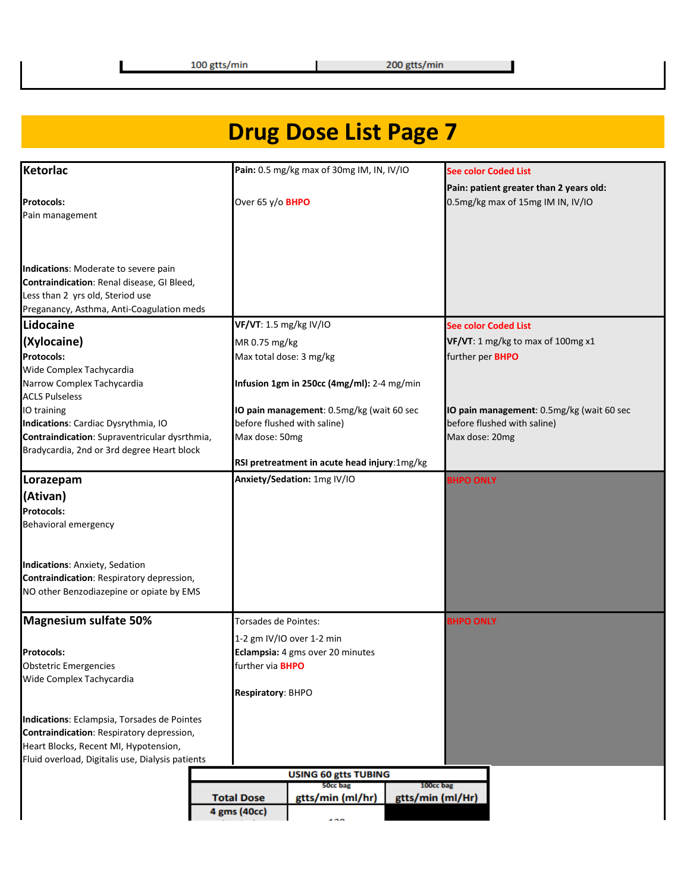| 100 gtts/min | 200 gtts/min |
|---|---|

# Drug Dose List Page 7

| Drug | Adult | Pediatric |
|---|---|---|
| **Ketorlac**<br><br>**Protocols:**<br>Pain management<br><br>**Indications**: Moderate to severe pain<br>**Contraindication**: Renal disease, GI Bleed, Less than 2 yrs old, Steriod use Preganancy, Asthma, Anti-Coagulation meds | **Pain:** 0.5 mg/kg max of 30mg IM, IN, IV/IO<br><br>Over 65 y/o **BHPO** | See color Coded List<br>**Pain: patient greater than 2 years old:**<br>0.5mg/kg max of 15mg IM IN, IV/IO |
| **Lidocaine (Xylocaine)**<br>**Protocols:**<br>Wide Complex Tachycardia<br>Narrow Complex Tachycardia<br>ACLS Pulseless<br>IO training<br>**Indications**: Cardiac Dysrythmia, IO<br>**Contraindication**: Supraventricular dysrthmia, Bradycardia, 2nd or 3rd degree Heart block | **VF/VT**: 1.5 mg/kg IV/IO<br>MR 0.75 mg/kg<br>Max total dose: 3 mg/kg<br><br>**Infusion 1gm in 250cc (4mg/ml):** 2-4 mg/min<br><br>**IO pain management**: 0.5mg/kg (wait 60 sec before flushed with saline)<br>Max dose: 50mg<br><br>**RSI pretreatment in acute head injury**:1mg/kg | See color Coded List<br>**VF/VT**: 1 mg/kg to max of 100mg x1 further per **BHPO**<br><br>**IO pain management**: 0.5mg/kg (wait 60 sec before flushed with saline)<br>Max dose: 20mg |
| **Lorazepam (Ativan)**<br>**Protocols:**<br>Behavioral emergency<br><br>**Indications**: Anxiety, Sedation<br>**Contraindication**: Respiratory depression, NO other Benzodiazepine or opiate by EMS | **Anxiety/Sedation:** 1mg IV/IO | BHPO ONLY |
| **Magnesium sulfate 50%**<br><br>**Protocols:**<br>Obstetric Emergencies<br>Wide Complex Tachycardia<br><br>**Indications**: Eclampsia, Torsades de Pointes<br>**Contraindication**: Respiratory depression, Heart Blocks, Recent MI, Hypotension, Fluid overload, Digitalis use, Dialysis patients | Torsades de Pointes:<br>1-2 gm IV/IO over 1-2 min<br>**Eclampsia:** 4 gms over 20 minutes further via **BHPO**<br><br>**Respiratory**: BHPO | BHPO ONLY |

| USING 60 gtts TUBING | | |
|---|---|---|
| | 50cc bag | 100cc bag |
| **Total Dose** | **gtts/min (ml/hr)** | **gtts/min (ml/Hr)** |
| **4 gms (40cc)** | | |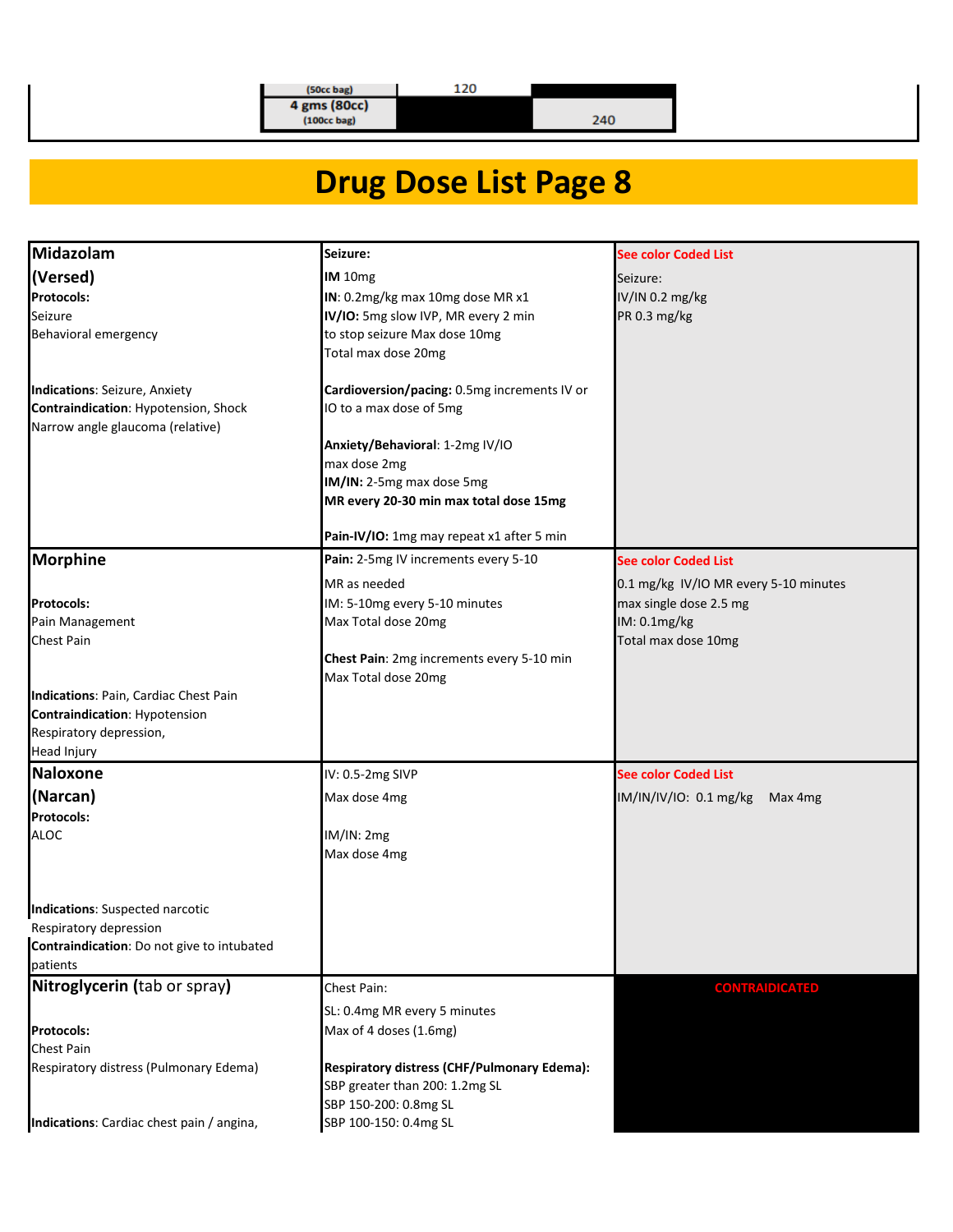| (50cc bag) | 120 | |
|---|---|---|
| 4 gms (80cc) (100cc bag) | | 240 |

# Drug Dose List Page 8

| | | |
|---|---|---|
| **Midazolam (Versed)**<br>**Protocols:**<br>Seizure<br>Behavioral emergency<br><br>**Indications**: Seizure, Anxiety<br>**Contraindication**: Hypotension, Shock<br>Narrow angle glaucoma (relative) | **Seizure:**<br>**IM** 10mg<br>**IN**: 0.2mg/kg max 10mg dose MR x1<br>**IV/IO:** 5mg slow IVP, MR every 2 min to stop seizure Max dose 10mg<br>Total max dose 20mg<br><br>**Cardioversion/pacing:** 0.5mg increments IV or IO to a max dose of 5mg<br><br>**Anxiety/Behavioral**: 1-2mg IV/IO max dose 2mg<br>**IM/IN:** 2-5mg max dose 5mg<br>**MR every 20-30 min max total dose 15mg**<br><br>**Pain-IV/IO:** 1mg may repeat x1 after 5 min | See color Coded List<br>Seizure:<br>IV/IN 0.2 mg/kg<br>PR 0.3 mg/kg |
| **Morphine**<br><br>**Protocols:**<br>Pain Management<br>Chest Pain<br><br>**Indications**: Pain, Cardiac Chest Pain<br>**Contraindication**: Hypotension<br>Respiratory depression,<br>Head Injury | **Pain:** 2-5mg IV increments every 5-10 MR as needed<br>IM: 5-10mg every 5-10 minutes<br>Max Total dose 20mg<br><br>**Chest Pain**: 2mg increments every 5-10 min<br>Max Total dose 20mg | See color Coded List<br>0.1 mg/kg IV/IO MR every 5-10 minutes<br>max single dose 2.5 mg<br>IM: 0.1mg/kg<br>Total max dose 10mg |
| **Naloxone (Narcan)**<br>**Protocols:**<br>ALOC<br><br>**Indications**: Suspected narcotic Respiratory depression<br>**Contraindication**: Do not give to intubated patients | IV: 0.5-2mg SIVP<br>Max dose 4mg<br><br>IM/IN: 2mg<br>Max dose 4mg | See color Coded List<br>IM/IN/IV/IO: 0.1 mg/kg Max 4mg |
| **Nitroglycerin** (tab or spray)<br><br>**Protocols:**<br>Chest Pain<br>Respiratory distress (Pulmonary Edema)<br><br>**Indications**: Cardiac chest pain / angina, | Chest Pain:<br>SL: 0.4mg MR every 5 minutes<br>Max of 4 doses (1.6mg)<br><br>**Respiratory distress (CHF/Pulmonary Edema):**<br>SBP greater than 200: 1.2mg SL<br>SBP 150-200: 0.8mg SL<br>SBP 100-150: 0.4mg SL | CONTRAIDICATED |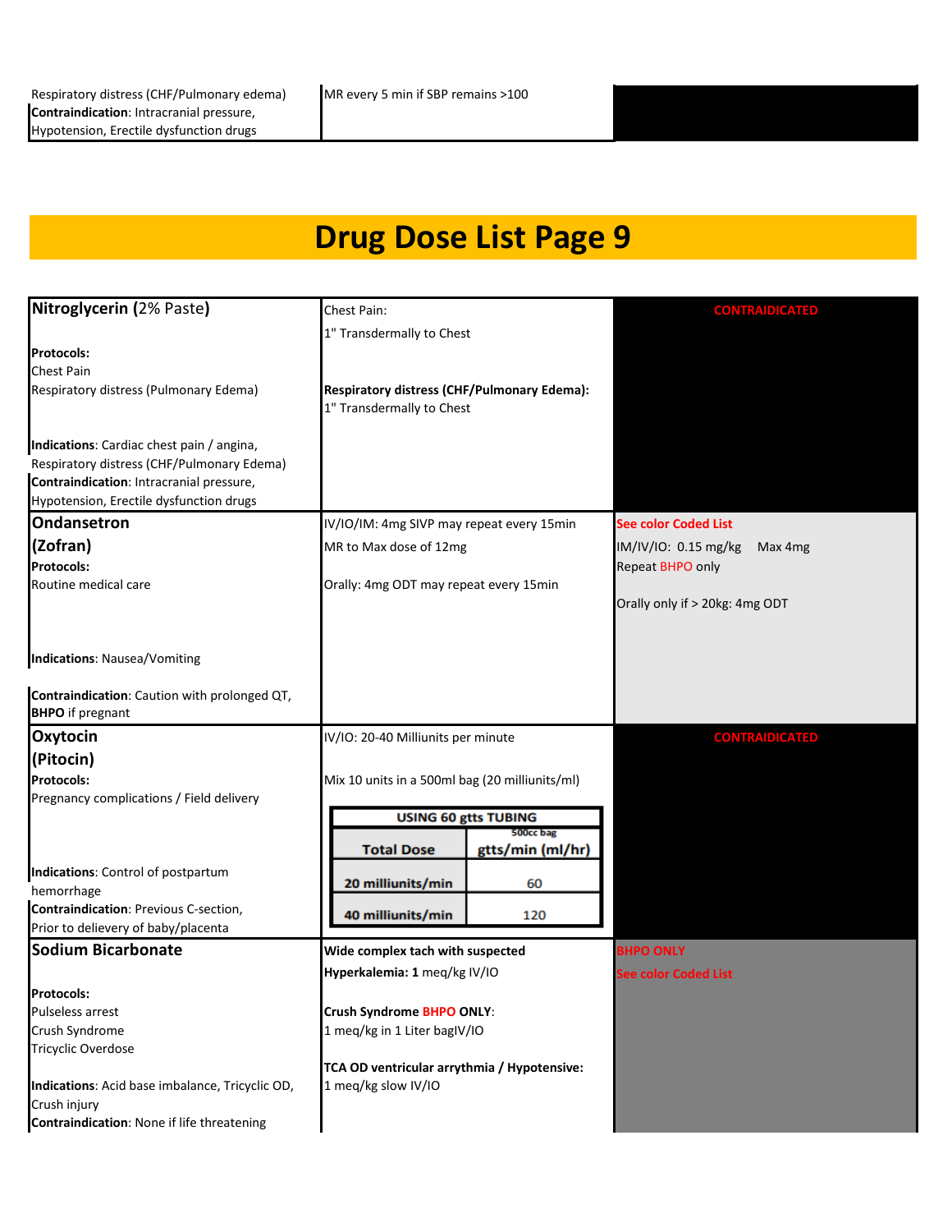| | | |
|---|---|---|
| Respiratory distress (CHF/Pulmonary edema)<br>**Contraindication**: Intracranial pressure, Hypotension, Erectile dysfunction drugs | MR every 5 min if SBP remains >100 | |

# Drug Dose List Page 9

| | | |
|---|---|---|
| **Nitroglycerin** (2% Paste)<br><br>**Protocols:**<br>Chest Pain<br>Respiratory distress (Pulmonary Edema)<br><br>**Indications**: Cardiac chest pain / angina, Respiratory distress (CHF/Pulmonary Edema)<br>**Contraindication**: Intracranial pressure, Hypotension, Erectile dysfunction drugs | Chest Pain:<br>1" Transdermally to Chest<br><br>**Respiratory distress (CHF/Pulmonary Edema):**<br>1" Transdermally to Chest | CONTRAIDICATED |
| **Ondansetron (Zofran)**<br>**Protocols:**<br>Routine medical care<br><br>**Indications**: Nausea/Vomiting<br><br>**Contraindication**: Caution with prolonged QT, **BHPO** if pregnant | IV/IO/IM: 4mg SIVP may repeat every 15min<br>MR to Max dose of 12mg<br><br>Orally: 4mg ODT may repeat every 15min | See color Coded List<br>IM/IV/IO: 0.15 mg/kg Max 4mg<br>Repeat BHPO only<br><br>Orally only if > 20kg: 4mg ODT |
| **Oxytocin (Pitocin)**<br>**Protocols:**<br>Pregnancy complications / Field delivery<br><br>**Indications**: Control of postpartum hemorrhage<br>**Contraindication**: Previous C-section, Prior to delievery of baby/placenta | IV/IO: 20-40 Milliunits per minute<br><br>Mix 10 units in a 500ml bag (20 milliunits/ml)<br><br>**USING 60 gtts TUBING**<br>**Total Dose** — **gtts/min (ml/hr)** (500cc bag)<br>**20 milliunits/min** — 60<br>**40 milliunits/min** — 120 | CONTRAIDICATED |
| **Sodium Bicarbonate**<br><br>**Protocols:**<br>Pulseless arrest<br>Crush Syndrome<br>Tricyclic Overdose<br><br>**Indications**: Acid base imbalance, Tricyclic OD, Crush injury<br>**Contraindication**: None if life threatening | **Wide complex tach with suspected Hyperkalemia: 1** meq/kg IV/IO<br><br>**Crush Syndrome BHPO ONLY**:<br>1 meq/kg in 1 Liter bagIV/IO<br><br>**TCA OD ventricular arrythmia / Hypotensive:**<br>1 meq/kg slow IV/IO | BHPO ONLY<br>See color Coded List |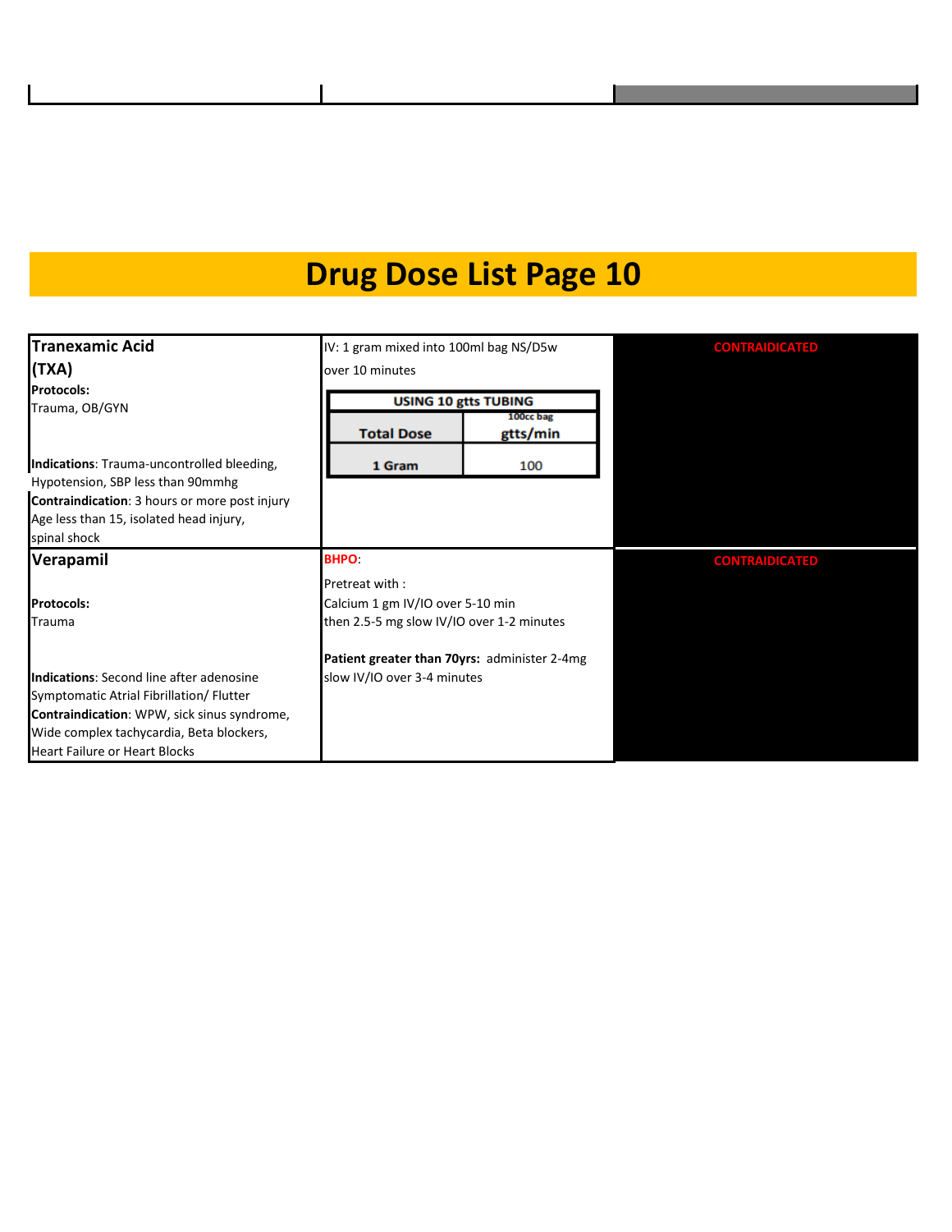# Drug Dose List Page 10

| | | |
|---|---|---|
| **Tranexamic Acid (TXA)**<br>**Protocols:**<br>Trauma, OB/GYN<br><br>**Indications**: Trauma-uncontrolled bleeding, Hypotension, SBP less than 90mmhg<br>**Contraindication**: 3 hours or more post injury Age less than 15, isolated head injury, spinal shock | IV: 1 gram mixed into 100ml bag NS/D5w over 10 minutes<br><br>**USING 10 gtts TUBING**<br>**Total Dose** — **gtts/min** (100cc bag)<br>**1 Gram** — 100 | CONTRAIDICATED |
| **Verapamil**<br><br>**Protocols:**<br>Trauma<br><br>**Indications**: Second line after adenosine Symptomatic Atrial Fibrillation/ Flutter<br>**Contraindication**: WPW, sick sinus syndrome, Wide complex tachycardia, Beta blockers, Heart Failure or Heart Blocks | BHPO:<br><br>Pretreat with :<br>Calcium 1 gm IV/IO over 5-10 min<br>then 2.5-5 mg slow IV/IO over 1-2 minutes<br><br>**Patient greater than 70yrs:** administer 2-4mg slow IV/IO over 3-4 minutes | CONTRAIDICATED |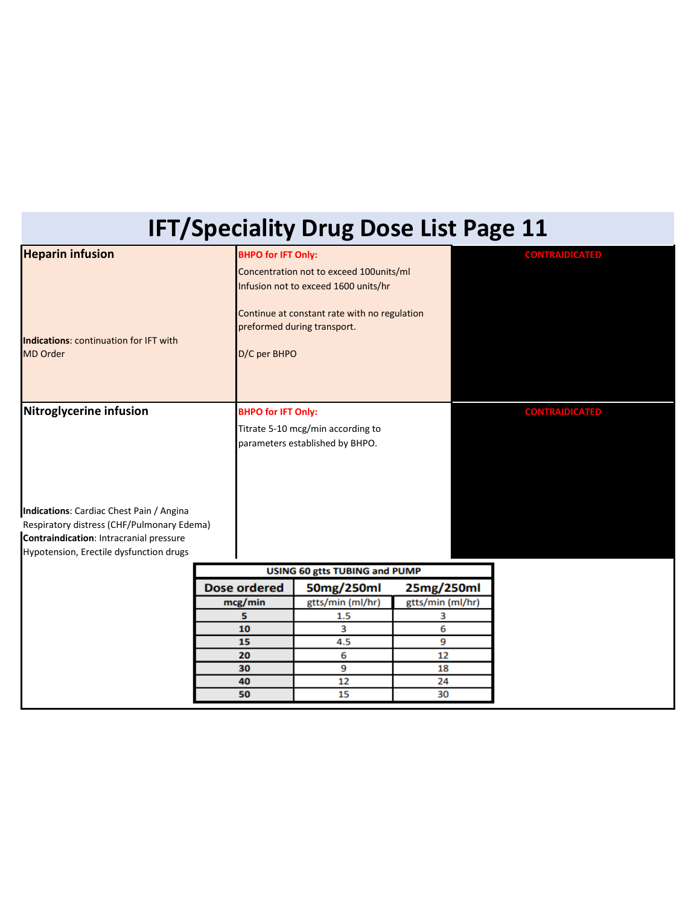# IFT/Speciality Drug Dose List Page 11

| | | |
|---|---|---|
| **Heparin infusion**<br><br>**Indications**: continuation for IFT with MD Order | **BHPO for IFT Only:**<br>Concentration not to exceed 100units/ml<br>Infusion not to exceed 1600 units/hr<br><br>Continue at constant rate with no regulation preformed during transport.<br><br>D/C per BHPO | CONTRAIDICATED |
| **Nitroglycerine infusion**<br><br>**Indications**: Cardiac Chest Pain / Angina<br>Respiratory distress (CHF/Pulmonary Edema)<br>**Contraindication**: Intracranial pressure<br>Hypotension, Erectile dysfunction drugs | **BHPO for IFT Only:**<br>Titrate 5-10 mcg/min according to parameters established by BHPO. | CONTRAIDICATED |

**USING 60 gtts TUBING and PUMP**

| Dose ordered | 50mg/250ml | 25mg/250ml |
|---|---|---|
| **mcg/min** | gtts/min (ml/hr) | gtts/min (ml/hr) |
| **5** | 1.5 | 3 |
| **10** | 3 | 6 |
| **15** | 4.5 | 9 |
| **20** | 6 | 12 |
| **30** | 9 | 18 |
| **40** | 12 | 24 |
| **50** | 15 | 30 |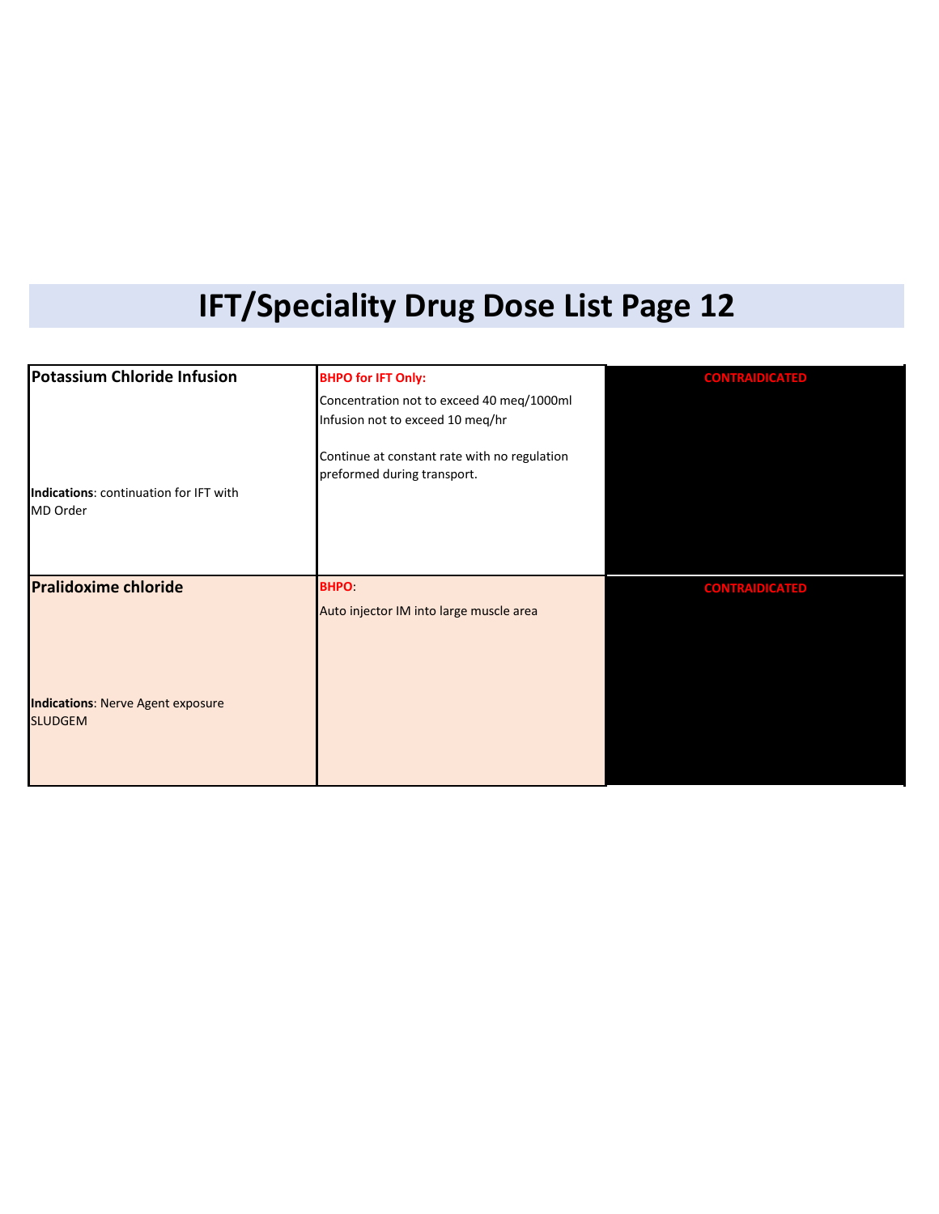# IFT/Speciality Drug Dose List Page 12

| | | |
|---|---|---|
| **Potassium Chloride Infusion**<br><br>**Indications**: continuation for IFT with MD Order | **BHPO for IFT Only:**<br>Concentration not to exceed 40 meq/1000ml<br>Infusion not to exceed 10 meq/hr<br><br>Continue at constant rate with no regulation preformed during transport. | **CONTRAIDICATED** |
| **Pralidoxime chloride**<br><br>**Indications**: Nerve Agent exposure SLUDGEM | **BHPO**:<br>Auto injector IM into large muscle area | **CONTRAIDICATED** |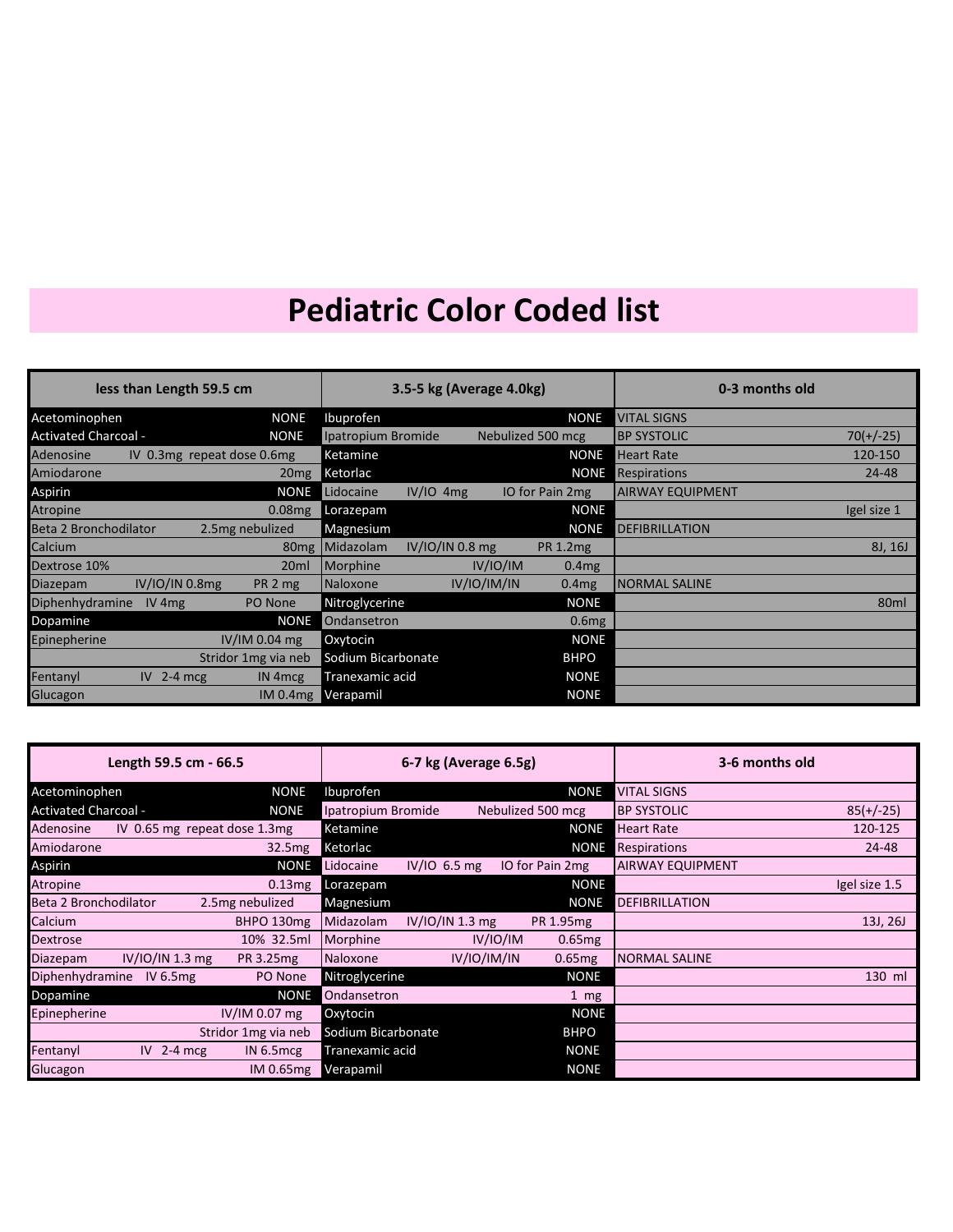# Pediatric Color Coded list

| less than Length 59.5 cm | | 3.5-5 kg (Average 4.0kg) | | 0-3 months old | |
|---|---|---|---|---|---|
| Acetominophen | NONE | Ibuprofen | NONE | VITAL SIGNS | |
| Activated Charcoal - | NONE | Ipatropium Bromide | Nebulized 500 mcg | BP SYSTOLIC | 70(+/-25) |
| Adenosine | IV 0.3mg repeat dose 0.6mg | Ketamine | NONE | Heart Rate | 120-150 |
| Amiodarone | 20mg | Ketorlac | NONE | Respirations | 24-48 |
| Aspirin | NONE | Lidocaine | IV/IO 4mg IO for Pain 2mg | AIRWAY EQUIPMENT | |
| Atropine | 0.08mg | Lorazepam | NONE | | Igel size 1 |
| Beta 2 Bronchodilator | 2.5mg nebulized | Magnesium | NONE | DEFIBRILLATION | |
| Calcium | 80mg | Midazolam | IV/IO/IN 0.8 mg PR 1.2mg | | 8J, 16J |
| Dextrose 10% | 20ml | Morphine | IV/IO/IM 0.4mg | | |
| Diazepam | IV/IO/IN 0.8mg PR 2 mg | Naloxone | IV/IO/IM/IN 0.4mg | NORMAL SALINE | |
| Diphenhydramine | IV 4mg PO None | Nitroglycerine | NONE | | 80ml |
| Dopamine | NONE | Ondansetron | 0.6mg | | |
| Epinepherine | IV/IM 0.04 mg | Oxytocin | NONE | | |
| | Stridor 1mg via neb | Sodium Bicarbonate | BHPO | | |
| Fentanyl | IV 2-4 mcg IN 4mcg | Tranexamic acid | NONE | | |
| Glucagon | IM 0.4mg | Verapamil | NONE | | |

| Length 59.5 cm - 66.5 | | 6-7 kg (Average 6.5g) | | 3-6 months old | |
|---|---|---|---|---|---|
| Acetominophen | NONE | Ibuprofen | NONE | VITAL SIGNS | |
| Activated Charcoal - | NONE | Ipatropium Bromide | Nebulized 500 mcg | BP SYSTOLIC | 85(+/-25) |
| Adenosine | IV 0.65 mg repeat dose 1.3mg | Ketamine | NONE | Heart Rate | 120-125 |
| Amiodarone | 32.5mg | Ketorlac | NONE | Respirations | 24-48 |
| Aspirin | NONE | Lidocaine | IV/IO 6.5 mg IO for Pain 2mg | AIRWAY EQUIPMENT | |
| Atropine | 0.13mg | Lorazepam | NONE | | Igel size 1.5 |
| Beta 2 Bronchodilator | 2.5mg nebulized | Magnesium | NONE | DEFIBRILLATION | |
| Calcium | BHPO 130mg | Midazolam | IV/IO/IN 1.3 mg PR 1.95mg | | 13J, 26J |
| Dextrose | 10% 32.5ml | Morphine | IV/IO/IM 0.65mg | | |
| Diazepam | IV/IO/IN 1.3 mg PR 3.25mg | Naloxone | IV/IO/IM/IN 0.65mg | NORMAL SALINE | |
| Diphenhydramine | IV 6.5mg PO None | Nitroglycerine | NONE | | 130 ml |
| Dopamine | NONE | Ondansetron | 1 mg | | |
| Epinepherine | IV/IM 0.07 mg | Oxytocin | NONE | | |
| | Stridor 1mg via neb | Sodium Bicarbonate | BHPO | | |
| Fentanyl | IV 2-4 mcg IN 6.5mcg | Tranexamic acid | NONE | | |
| Glucagon | IM 0.65mg | Verapamil | NONE | | |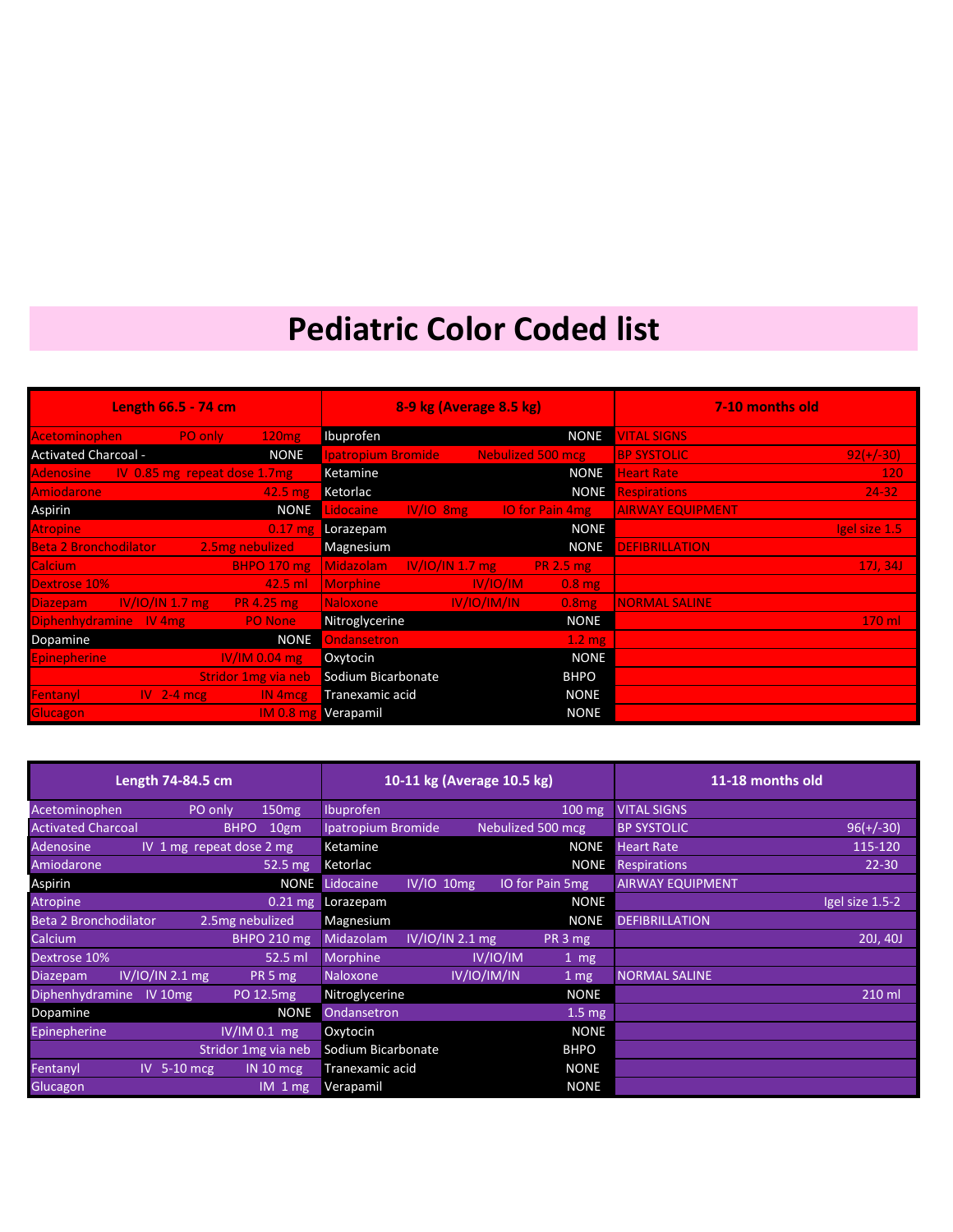# Pediatric Color Coded list

| Length 66.5 - 74 cm | | 8-9 kg (Average 8.5 kg) | | 7-10 months old | |
|---|---|---|---|---|---|
| Acetominophen PO only | 120mg | Ibuprofen | NONE | VITAL SIGNS | |
| Activated Charcoal - | NONE | Ipatropium Bromide | Nebulized 500 mcg | BP SYSTOLIC | 92(+/-30) |
| Adenosine IV 0.85 mg repeat dose 1.7mg | | Ketamine | NONE | Heart Rate | 120 |
| Amiodarone | 42.5 mg | Ketorlac | NONE | Respirations | 24-32 |
| Aspirin | NONE | Lidocaine IV/IO 8mg | IO for Pain 4mg | AIRWAY EQUIPMENT | |
| Atropine | 0.17 mg | Lorazepam | NONE | | Igel size 1.5 |
| Beta 2 Bronchodilator | 2.5mg nebulized | Magnesium | NONE | DEFIBRILLATION | |
| Calcium | BHPO 170 mg | Midazolam IV/IO/IN 1.7 mg | PR 2.5 mg | | 17J, 34J |
| Dextrose 10% | 42.5 ml | Morphine IV/IO/IM | 0.8 mg | | |
| Diazepam IV/IO/IN 1.7 mg | PR 4.25 mg | Naloxone IV/IO/IM/IN | 0.8mg | NORMAL SALINE | |
| Diphenhydramine IV 4mg | PO None | Nitroglycerine | NONE | | 170 ml |
| Dopamine | NONE | Ondansetron | 1.2 mg | | |
| Epinepherine | IV/IM 0.04 mg | Oxytocin | NONE | | |
| | Stridor 1mg via neb | Sodium Bicarbonate | BHPO | | |
| Fentanyl IV 2-4 mcg | IN 4mcg | Tranexamic acid | NONE | | |
| Glucagon | IM 0.8 mg | Verapamil | NONE | | |

| Length 74-84.5 cm | | 10-11 kg (Average 10.5 kg) | | 11-18 months old | |
|---|---|---|---|---|---|
| Acetominophen PO only | 150mg | Ibuprofen | 100 mg | VITAL SIGNS | |
| Activated Charcoal | BHPO 10gm | Ipatropium Bromide | Nebulized 500 mcg | BP SYSTOLIC | 96(+/-30) |
| Adenosine IV 1 mg repeat dose 2 mg | | Ketamine | NONE | Heart Rate | 115-120 |
| Amiodarone | 52.5 mg | Ketorlac | NONE | Respirations | 22-30 |
| Aspirin | NONE | Lidocaine IV/IO 10mg | IO for Pain 5mg | AIRWAY EQUIPMENT | |
| Atropine | 0.21 mg | Lorazepam | NONE | | Igel size 1.5-2 |
| Beta 2 Bronchodilator | 2.5mg nebulized | Magnesium | NONE | DEFIBRILLATION | |
| Calcium | BHPO 210 mg | Midazolam IV/IO/IN 2.1 mg | PR 3 mg | | 20J, 40J |
| Dextrose 10% | 52.5 ml | Morphine IV/IO/IM | 1 mg | | |
| Diazepam IV/IO/IN 2.1 mg | PR 5 mg | Naloxone IV/IO/IM/IN | 1 mg | NORMAL SALINE | |
| Diphenhydramine IV 10mg | PO 12.5mg | Nitroglycerine | NONE | | 210 ml |
| Dopamine | NONE | Ondansetron | 1.5 mg | | |
| Epinepherine | IV/IM 0.1 mg | Oxytocin | NONE | | |
| | Stridor 1mg via neb | Sodium Bicarbonate | BHPO | | |
| Fentanyl IV 5-10 mcg | IN 10 mcg | Tranexamic acid | NONE | | |
| Glucagon | IM 1 mg | Verapamil | NONE | | |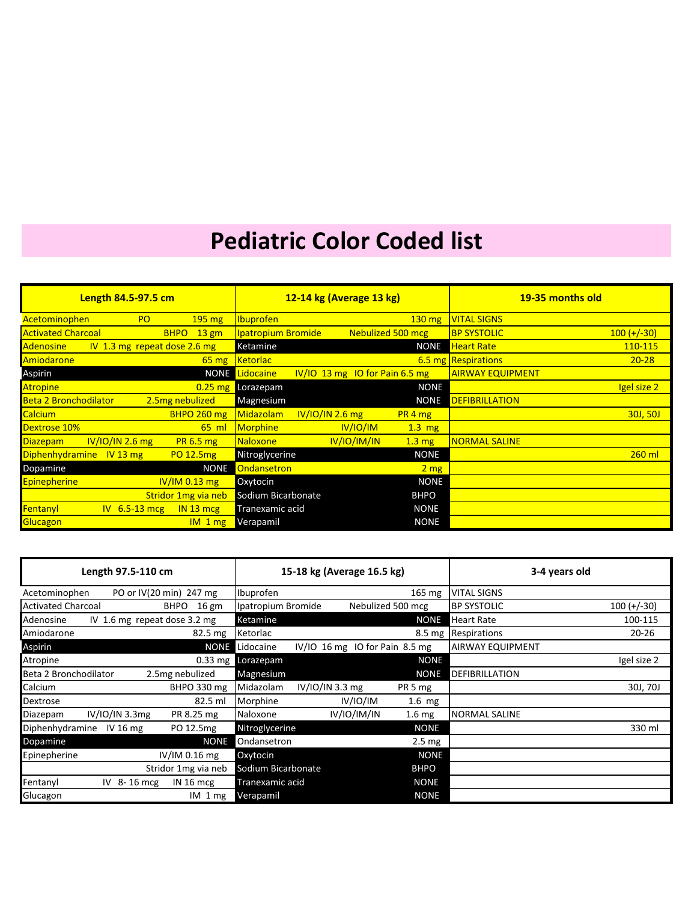# Pediatric Color Coded list

| Length 84.5-97.5 cm | | 12-14 kg (Average 13 kg) | | 19-35 months old | |
|---|---|---|---|---|---|
| Acetominophen PO | 195 mg | Ibuprofen | 130 mg | VITAL SIGNS | |
| Activated Charcoal | BHPO 13 gm | Ipatropium Bromide | Nebulized 500 mcg | BP SYSTOLIC | 100 (+/-30) |
| Adenosine | IV 1.3 mg repeat dose 2.6 mg | Ketamine | NONE | Heart Rate | 110-115 |
| Amiodarone | 65 mg | Ketorlac | 6.5 mg | Respirations | 20-28 |
| Aspirin | NONE | Lidocaine | IV/IO 13 mg IO for Pain 6.5 mg | AIRWAY EQUIPMENT | |
| Atropine | 0.25 mg | Lorazepam | NONE | | Igel size 2 |
| Beta 2 Bronchodilator | 2.5mg nebulized | Magnesium | NONE | DEFIBRILLATION | |
| Calcium | BHPO 260 mg | Midazolam | IV/IO/IN 2.6 mg PR 4 mg | | 30J, 50J |
| Dextrose 10% | 65 ml | Morphine | IV/IO/IM 1.3 mg | | |
| Diazepam | IV/IO/IN 2.6 mg PR 6.5 mg | Naloxone | IV/IO/IM/IN 1.3 mg | NORMAL SALINE | |
| Diphenhydramine | IV 13 mg PO 12.5mg | Nitroglycerine | NONE | | 260 ml |
| Dopamine | NONE | Ondansetron | 2 mg | | |
| Epinepherine | IV/IM 0.13 mg | Oxytocin | NONE | | |
| | Stridor 1mg via neb | Sodium Bicarbonate | BHPO | | |
| Fentanyl | IV 6.5-13 mcg IN 13 mcg | Tranexamic acid | NONE | | |
| Glucagon | IM 1 mg | Verapamil | NONE | | |

| Length 97.5-110 cm | | 15-18 kg (Average 16.5 kg) | | 3-4 years old | |
|---|---|---|---|---|---|
| Acetominophen | PO or IV(20 min) 247 mg | Ibuprofen | 165 mg | VITAL SIGNS | |
| Activated Charcoal | BHPO 16 gm | Ipatropium Bromide | Nebulized 500 mcg | BP SYSTOLIC | 100 (+/-30) |
| Adenosine | IV 1.6 mg repeat dose 3.2 mg | Ketamine | NONE | Heart Rate | 100-115 |
| Amiodarone | 82.5 mg | Ketorlac | 8.5 mg | Respirations | 20-26 |
| Aspirin | NONE | Lidocaine | IV/IO 16 mg IO for Pain 8.5 mg | AIRWAY EQUIPMENT | |
| Atropine | 0.33 mg | Lorazepam | NONE | | Igel size 2 |
| Beta 2 Bronchodilator | 2.5mg nebulized | Magnesium | NONE | DEFIBRILLATION | |
| Calcium | BHPO 330 mg | Midazolam | IV/IO/IN 3.3 mg PR 5 mg | | 30J, 70J |
| Dextrose | 82.5 ml | Morphine | IV/IO/IM 1.6 mg | | |
| Diazepam | IV/IO/IN 3.3mg PR 8.25 mg | Naloxone | IV/IO/IM/IN 1.6 mg | NORMAL SALINE | |
| Diphenhydramine | IV 16 mg PO 12.5mg | Nitroglycerine | NONE | | 330 ml |
| Dopamine | NONE | Ondansetron | 2.5 mg | | |
| Epinepherine | IV/IM 0.16 mg | Oxytocin | NONE | | |
| | Stridor 1mg via neb | Sodium Bicarbonate | BHPO | | |
| Fentanyl | IV 8-16 mcg IN 16 mcg | Tranexamic acid | NONE | | |
| Glucagon | IM 1 mg | Verapamil | NONE | | |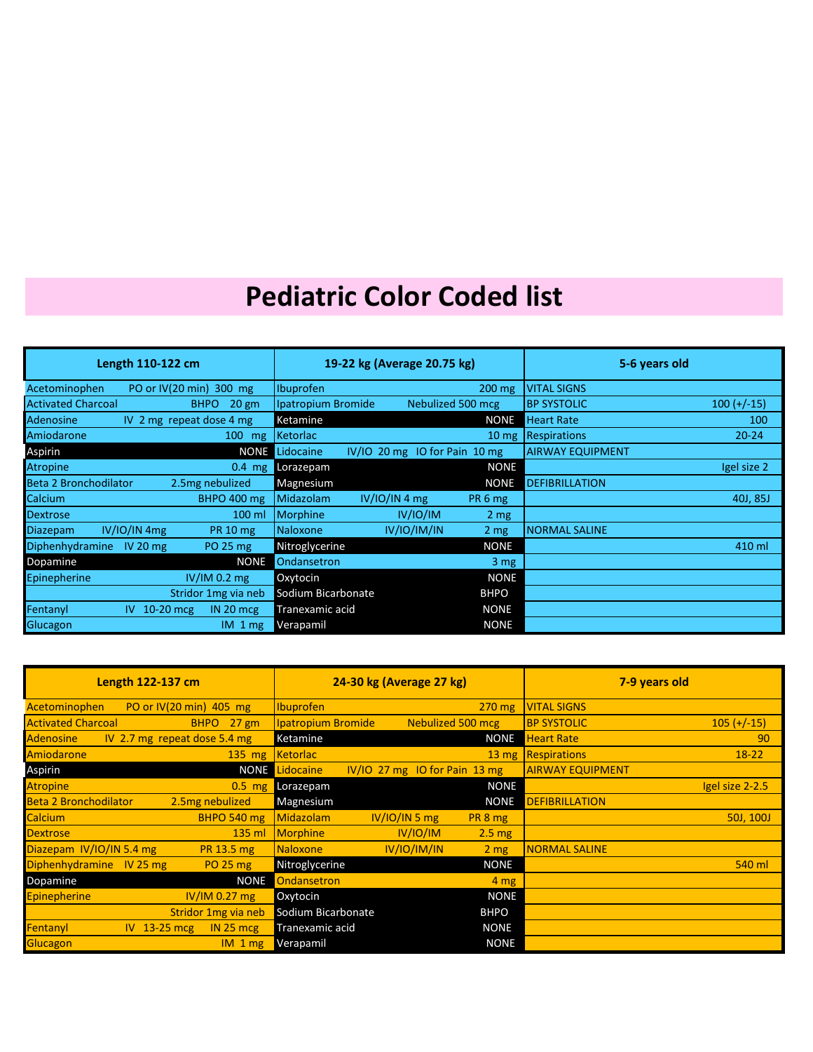# Pediatric Color Coded list

| Length 110-122 cm | | 19-22 kg (Average 20.75 kg) | | 5-6 years old | |
|---|---|---|---|---|---|
| Acetominophen | PO or IV(20 min) 300 mg | Ibuprofen | 200 mg | VITAL SIGNS | |
| Activated Charcoal | BHPO 20 gm | Ipatropium Bromide | Nebulized 500 mcg | BP SYSTOLIC | 100 (+/-15) |
| Adenosine | IV 2 mg repeat dose 4 mg | Ketamine | NONE | Heart Rate | 100 |
| Amiodarone | 100 mg | Ketorlac | 10 mg | Respirations | 20-24 |
| Aspirin | NONE | Lidocaine | IV/IO 20 mg IO for Pain 10 mg | AIRWAY EQUIPMENT | |
| Atropine | 0.4 mg | Lorazepam | NONE | | Igel size 2 |
| Beta 2 Bronchodilator | 2.5mg nebulized | Magnesium | NONE | DEFIBRILLATION | |
| Calcium | BHPO 400 mg | Midazolam | IV/IO/IN 4 mg PR 6 mg | | 40J, 85J |
| Dextrose | 100 ml | Morphine | IV/IO/IM 2 mg | | |
| Diazepam | IV/IO/IN 4mg PR 10 mg | Naloxone | IV/IO/IM/IN 2 mg | NORMAL SALINE | |
| Diphenhydramine | IV 20 mg PO 25 mg | Nitroglycerine | NONE | | 410 ml |
| Dopamine | NONE | Ondansetron | 3 mg | | |
| Epinepherine | IV/IM 0.2 mg | Oxytocin | NONE | | |
| | Stridor 1mg via neb | Sodium Bicarbonate | BHPO | | |
| Fentanyl | IV 10-20 mcg IN 20 mcg | Tranexamic acid | NONE | | |
| Glucagon | IM 1 mg | Verapamil | NONE | | |

| Length 122-137 cm | | 24-30 kg (Average 27 kg) | | 7-9 years old | |
|---|---|---|---|---|---|
| Acetominophen | PO or IV(20 min) 405 mg | Ibuprofen | 270 mg | VITAL SIGNS | |
| Activated Charcoal | BHPO 27 gm | Ipatropium Bromide | Nebulized 500 mcg | BP SYSTOLIC | 105 (+/-15) |
| Adenosine | IV 2.7 mg repeat dose 5.4 mg | Ketamine | NONE | Heart Rate | 90 |
| Amiodarone | 135 mg | Ketorlac | 13 mg | Respirations | 18-22 |
| Aspirin | NONE | Lidocaine | IV/IO 27 mg IO for Pain 13 mg | AIRWAY EQUIPMENT | |
| Atropine | 0.5 mg | Lorazepam | NONE | | Igel size 2-2.5 |
| Beta 2 Bronchodilator | 2.5mg nebulized | Magnesium | NONE | DEFIBRILLATION | |
| Calcium | BHPO 540 mg | Midazolam | IV/IO/IN 5 mg PR 8 mg | | 50J, 100J |
| Dextrose | 135 ml | Morphine | IV/IO/IM 2.5 mg | | |
| Diazepam | IV/IO/IN 5.4 mg PR 13.5 mg | Naloxone | IV/IO/IM/IN 2 mg | NORMAL SALINE | |
| Diphenhydramine | IV 25 mg PO 25 mg | Nitroglycerine | NONE | | 540 ml |
| Dopamine | NONE | Ondansetron | 4 mg | | |
| Epinepherine | IV/IM 0.27 mg | Oxytocin | NONE | | |
| | Stridor 1mg via neb | Sodium Bicarbonate | BHPO | | |
| Fentanyl | IV 13-25 mcg IN 25 mcg | Tranexamic acid | NONE | | |
| Glucagon | IM 1 mg | Verapamil | NONE | | |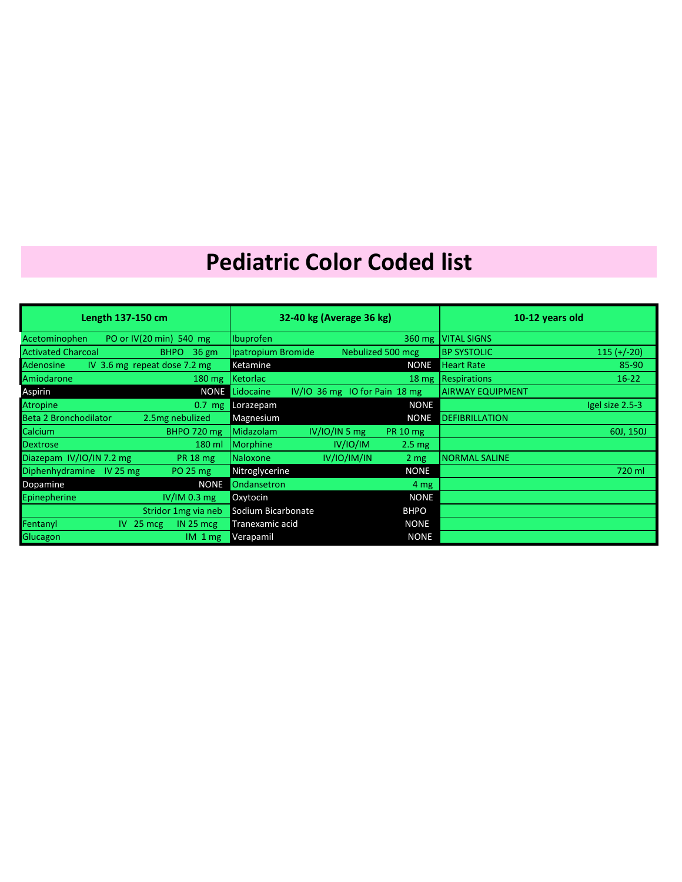# Pediatric Color Coded list

| Length 137-150 cm | | 32-40 kg (Average 36 kg) | | 10-12 years old | |
|---|---|---|---|---|---|
| Acetominophen | PO or IV(20 min) 540 mg | Ibuprofen | 360 mg | VITAL SIGNS | |
| Activated Charcoal | BHPO 36 gm | Ipatropium Bromide | Nebulized 500 mcg | BP SYSTOLIC | 115 (+/-20) |
| Adenosine | IV 3.6 mg repeat dose 7.2 mg | Ketamine | NONE | Heart Rate | 85-90 |
| Amiodarone | 180 mg | Ketorlac | 18 mg | Respirations | 16-22 |
| Aspirin | NONE | Lidocaine | IV/IO 36 mg IO for Pain 18 mg | AIRWAY EQUIPMENT | |
| Atropine | 0.7 mg | Lorazepam | NONE | | Igel size 2.5-3 |
| Beta 2 Bronchodilator | 2.5mg nebulized | Magnesium | NONE | DEFIBRILLATION | |
| Calcium | BHPO 720 mg | Midazolam | IV/IO/IN 5 mg PR 10 mg | | 60J, 150J |
| Dextrose | 180 ml | Morphine | IV/IO/IM 2.5 mg | | |
| Diazepam IV/IO/IN 7.2 mg | PR 18 mg | Naloxone | IV/IO/IM/IN 2 mg | NORMAL SALINE | |
| Diphenhydramine IV 25 mg | PO 25 mg | Nitroglycerine | NONE | | 720 ml |
| Dopamine | NONE | Ondansetron | 4 mg | | |
| Epinepherine | IV/IM 0.3 mg | Oxytocin | NONE | | |
| | Stridor 1mg via neb | Sodium Bicarbonate | BHPO | | |
| Fentanyl | IV 25 mcg IN 25 mcg | Tranexamic acid | NONE | | |
| Glucagon | IM 1 mg | Verapamil | NONE | | |